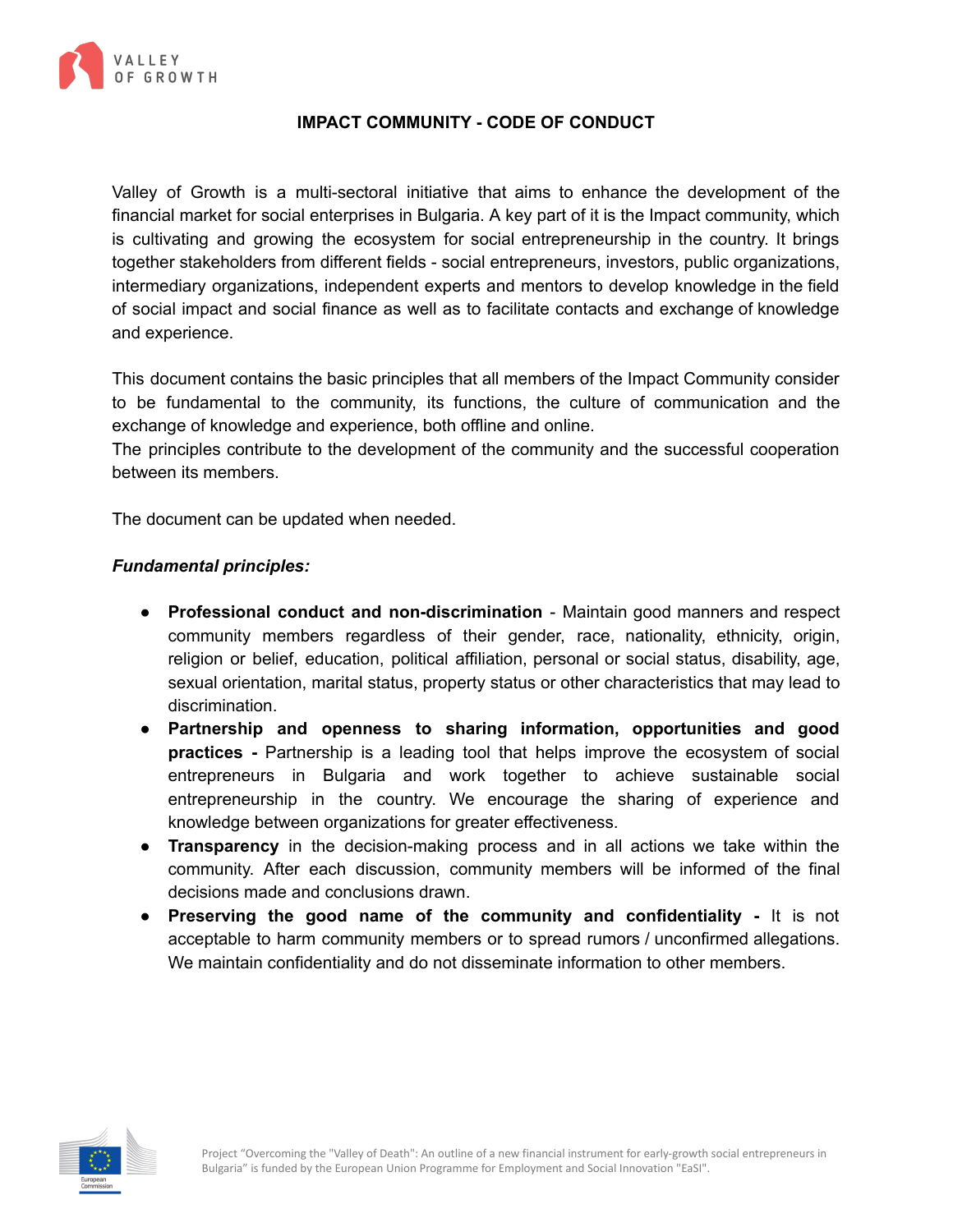# IMPACT COMMUNITY - CODE OF CONDUCT

Valley of Growth is a multi-sectoral initiative that aims to enhance the development of the financial market for social enterprises in Bulgaria. A key part of it is the Impact community, which is cultivating and growing the ecosystem for social entrepreneurship in the country. It brings together stakeholders from different fields - social entrepreneurs, investors, public organizations, intermediary organizations, independent experts and mentors to develop knowledge in the field of social impact and social finance as well as to facilitate contacts and exchange of knowledge and experience.

This document contains the basic principles that all members of the Impact Community consider to be fundamental to the community, its functions, the culture of communication and the exchange of knowledge and experience, both offline and online.
The principles contribute to the development of the community and the successful cooperation between its members.

The document can be updated when needed.

***Fundamental principles:***

- **Professional conduct and non-discrimination** - Maintain good manners and respect community members regardless of their gender, race, nationality, ethnicity, origin, religion or belief, education, political affiliation, personal or social status, disability, age, sexual orientation, marital status, property status or other characteristics that may lead to discrimination.
- **Partnership and openness to sharing information, opportunities and good practices -** Partnership is a leading tool that helps improve the ecosystem of social entrepreneurs in Bulgaria and work together to achieve sustainable social entrepreneurship in the country. We encourage the sharing of experience and knowledge between organizations for greater effectiveness.
- **Transparency** in the decision-making process and in all actions we take within the community. After each discussion, community members will be informed of the final decisions made and conclusions drawn.
- **Preserving the good name of the community and confidentiality -** It is not acceptable to harm community members or to spread rumors / unconfirmed allegations. We maintain confidentiality and do not disseminate information to other members.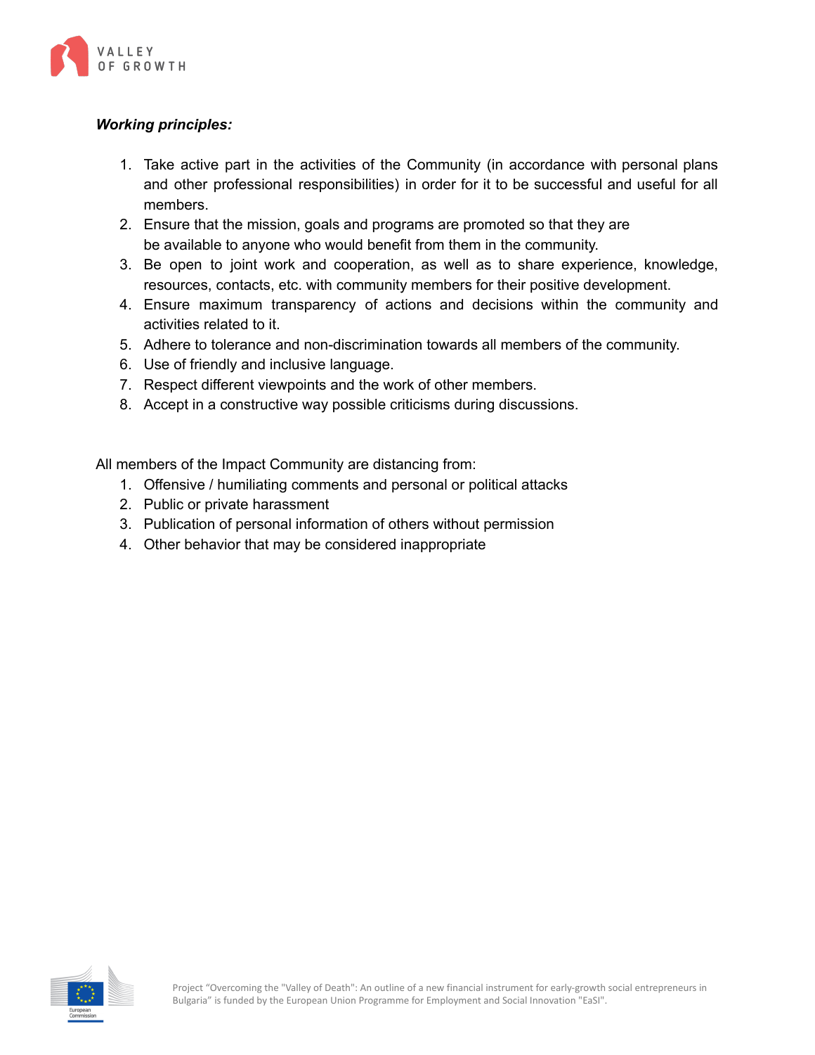***Working principles:***

1. Take active part in the activities of the Community (in accordance with personal plans and other professional responsibilities) in order for it to be successful and useful for all members.
2. Ensure that the mission, goals and programs are promoted so that they are be available to anyone who would benefit from them in the community.
3. Be open to joint work and cooperation, as well as to share experience, knowledge, resources, contacts, etc. with community members for their positive development.
4. Ensure maximum transparency of actions and decisions within the community and activities related to it.
5. Adhere to tolerance and non-discrimination towards all members of the community.
6. Use of friendly and inclusive language.
7. Respect different viewpoints and the work of other members.
8. Accept in a constructive way possible criticisms during discussions.

All members of the Impact Community are distancing from:

1. Offensive / humiliating comments and personal or political attacks
2. Public or private harassment
3. Publication of personal information of others without permission
4. Other behavior that may be considered inappropriate